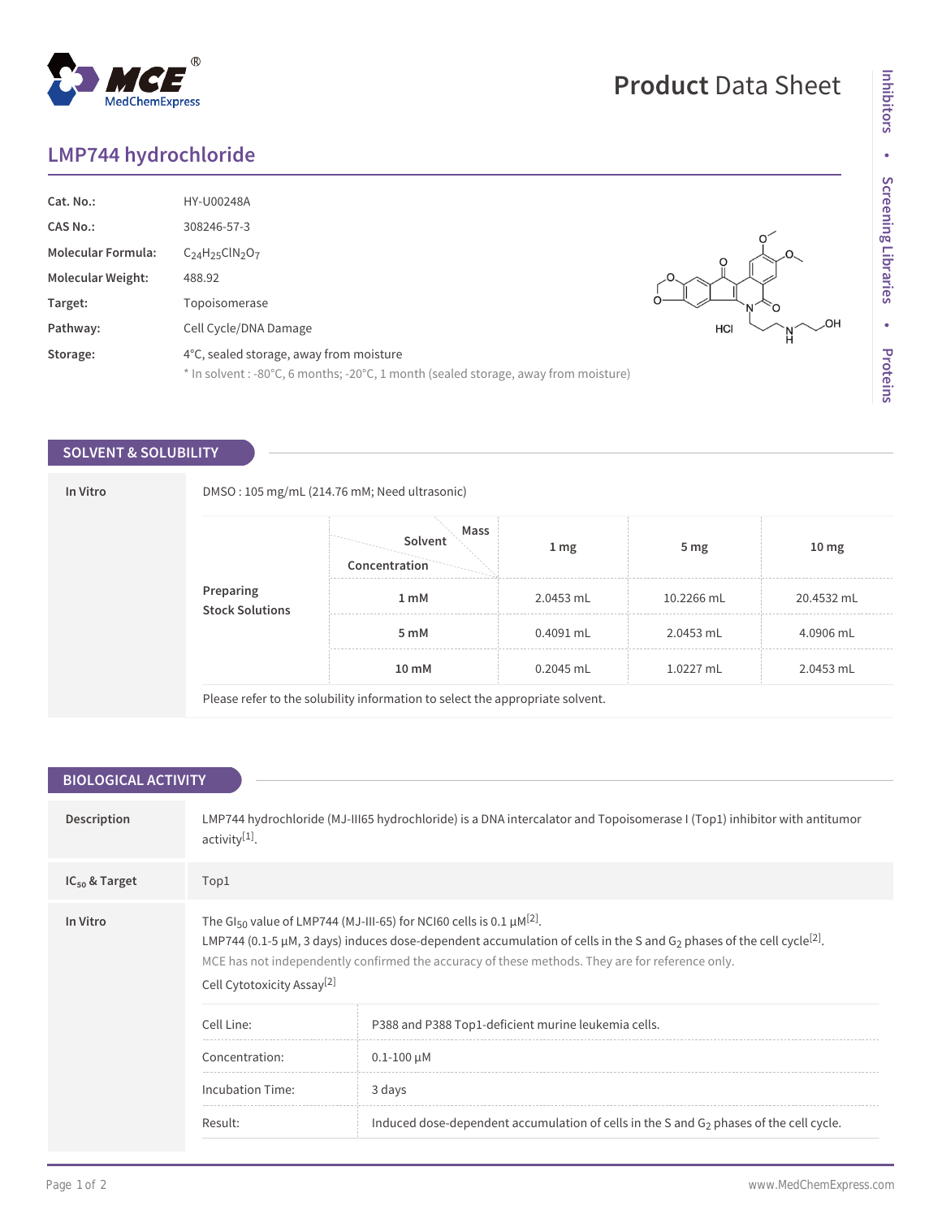# LMP744 hydrochloride

| | |
|---|---|
| **Cat. No.:** | HY-U00248A |
| **CAS No.:** | 308246-57-3 |
| **Molecular Formula:** | $C_{24}H_{25}ClN_2O_7$ |
| **Molecular Weight:** | 488.92 |
| **Target:** | Topoisomerase |
| **Pathway:** | Cell Cycle/DNA Damage |
| **Storage:** | 4°C, sealed storage, away from moisture |

* In solvent : -80°C, 6 months; -20°C, 1 month (sealed storage, away from moisture)

## SOLVENT & SOLUBILITY

**In Vitro**

DMSO : 105 mg/mL (214.76 mM; Need ultrasonic)

**Preparing Stock Solutions**

| Concentration \ Solvent \ Mass | 1 mg | 5 mg | 10 mg |
|---|---|---|---|
| 1 mM | 2.0453 mL | 10.2266 mL | 20.4532 mL |
| 5 mM | 0.4091 mL | 2.0453 mL | 4.0906 mL |
| 10 mM | 0.2045 mL | 1.0227 mL | 2.0453 mL |

Please refer to the solubility information to select the appropriate solvent.

## BIOLOGICAL ACTIVITY

**Description**

LMP744 hydrochloride (MJ-III65 hydrochloride) is a DNA intercalator and Topoisomerase I (Top1) inhibitor with antitumor activity[1].

**$IC_{50}$ & Target**

Top1

**In Vitro**

The $GI_{50}$ value of LMP744 (MJ-III-65) for NCI60 cells is 0.1 μM[2].

LMP744 (0.1-5 μM, 3 days) induces dose-dependent accumulation of cells in the S and $G_2$ phases of the cell cycle[2].

MCE has not independently confirmed the accuracy of these methods. They are for reference only.

Cell Cytotoxicity Assay[2]

| | |
|---|---|
| Cell Line: | P388 and P388 Top1-deficient murine leukemia cells. |
| Concentration: | 0.1-100 μM |
| Incubation Time: | 3 days |
| Result: | Induced dose-dependent accumulation of cells in the S and $G_2$ phases of the cell cycle. |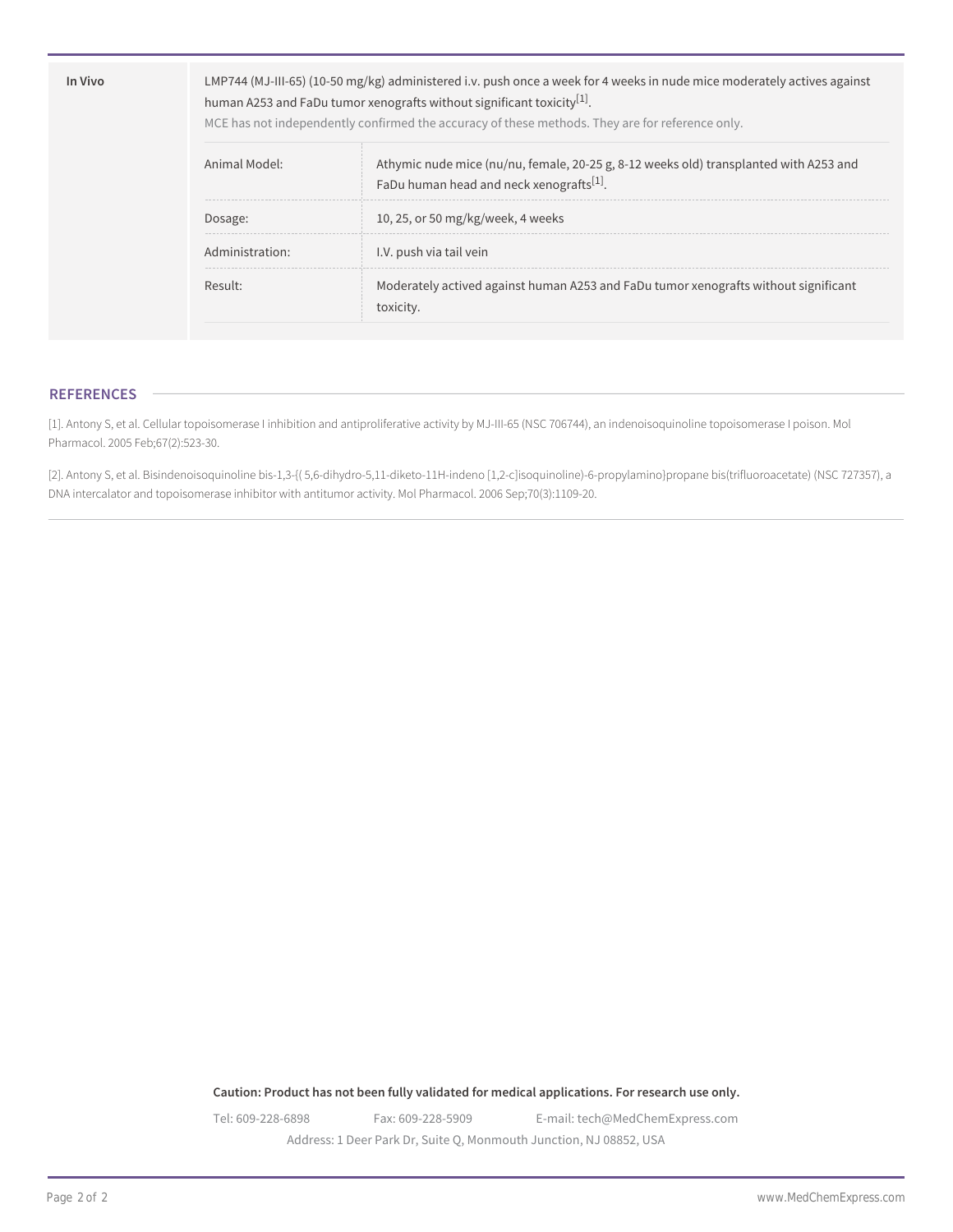| | |
|---|---|
| **In Vivo** | LMP744 (MJ-III-65) (10-50 mg/kg) administered i.v. push once a week for 4 weeks in nude mice moderately actives against human A253 and FaDu tumor xenografts without significant toxicity[1]. MCE has not independently confirmed the accuracy of these methods. They are for reference only. |

| | |
|---|---|
| Animal Model: | Athymic nude mice (nu/nu, female, 20-25 g, 8-12 weeks old) transplanted with A253 and FaDu human head and neck xenografts[1]. |
| Dosage: | 10, 25, or 50 mg/kg/week, 4 weeks |
| Administration: | I.V. push via tail vein |
| Result: | Moderately actived against human A253 and FaDu tumor xenografts without significant toxicity. |

## REFERENCES

[1]. Antony S, et al. Cellular topoisomerase I inhibition and antiproliferative activity by MJ-III-65 (NSC 706744), an indenoisoquinoline topoisomerase I poison. Mol Pharmacol. 2005 Feb;67(2):523-30.

[2]. Antony S, et al. Bisindenoisoquinoline bis-1,3-{( 5,6-dihydro-5,11-diketo-11H-indeno [1,2-c]isoquinoline)-6-propylamino}propane bis(trifluoroacetate) (NSC 727357), a DNA intercalator and topoisomerase inhibitor with antitumor activity. Mol Pharmacol. 2006 Sep;70(3):1109-20.

**Caution: Product has not been fully validated for medical applications. For research use only.**

Tel: 609-228-6898 Fax: 609-228-5909 E-mail: tech@MedChemExpress.com

Address: 1 Deer Park Dr, Suite Q, Monmouth Junction, NJ 08852, USA